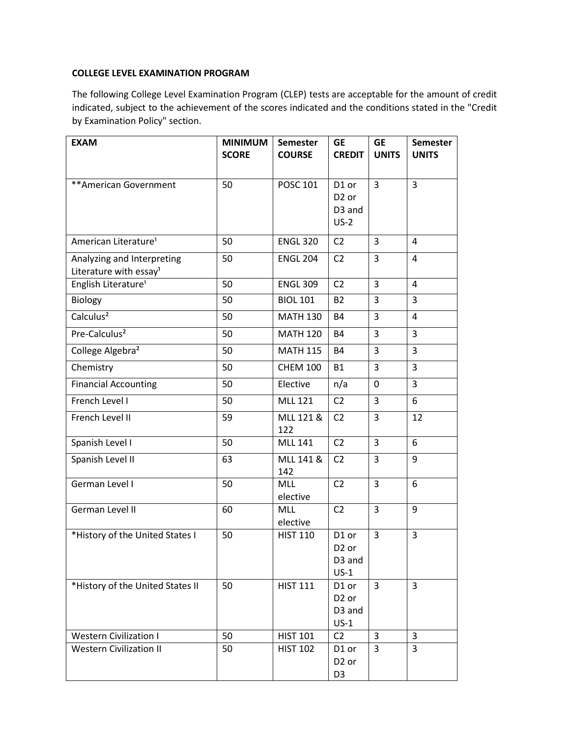**COLLEGE LEVEL EXAMINATION PROGRAM**

The following College Level Examination Program (CLEP) tests are acceptable for the amount of credit indicated, subject to the achievement of the scores indicated and the conditions stated in the "Credit by Examination Policy" section.

| EXAM | MINIMUM SCORE | Semester COURSE | GE CREDIT | GE UNITS | Semester UNITS |
|---|---|---|---|---|---|
| **American Government | 50 | POSC 101 | D1 or D2 or D3 and US-2 | 3 | 3 |
| American Literature[1] | 50 | ENGL 320 | C2 | 3 | 4 |
| Analyzing and Interpreting Literature with essay[1] | 50 | ENGL 204 | C2 | 3 | 4 |
| English Literature[1] | 50 | ENGL 309 | C2 | 3 | 4 |
| Biology | 50 | BIOL 101 | B2 | 3 | 3 |
| Calculus[2] | 50 | MATH 130 | B4 | 3 | 4 |
| Pre-Calculus[2] | 50 | MATH 120 | B4 | 3 | 3 |
| College Algebra[2] | 50 | MATH 115 | B4 | 3 | 3 |
| Chemistry | 50 | CHEM 100 | B1 | 3 | 3 |
| Financial Accounting | 50 | Elective | n/a | 0 | 3 |
| French Level I | 50 | MLL 121 | C2 | 3 | 6 |
| French Level II | 59 | MLL 121 & 122 | C2 | 3 | 12 |
| Spanish Level I | 50 | MLL 141 | C2 | 3 | 6 |
| Spanish Level II | 63 | MLL 141 & 142 | C2 | 3 | 9 |
| German Level I | 50 | MLL elective | C2 | 3 | 6 |
| German Level II | 60 | MLL elective | C2 | 3 | 9 |
| *History of the United States I | 50 | HIST 110 | D1 or D2 or D3 and US-1 | 3 | 3 |
| *History of the United States II | 50 | HIST 111 | D1 or D2 or D3 and US-1 | 3 | 3 |
| Western Civilization I | 50 | HIST 101 | C2 | 3 | 3 |
| Western Civilization II | 50 | HIST 102 | D1 or D2 or D3 | 3 | 3 |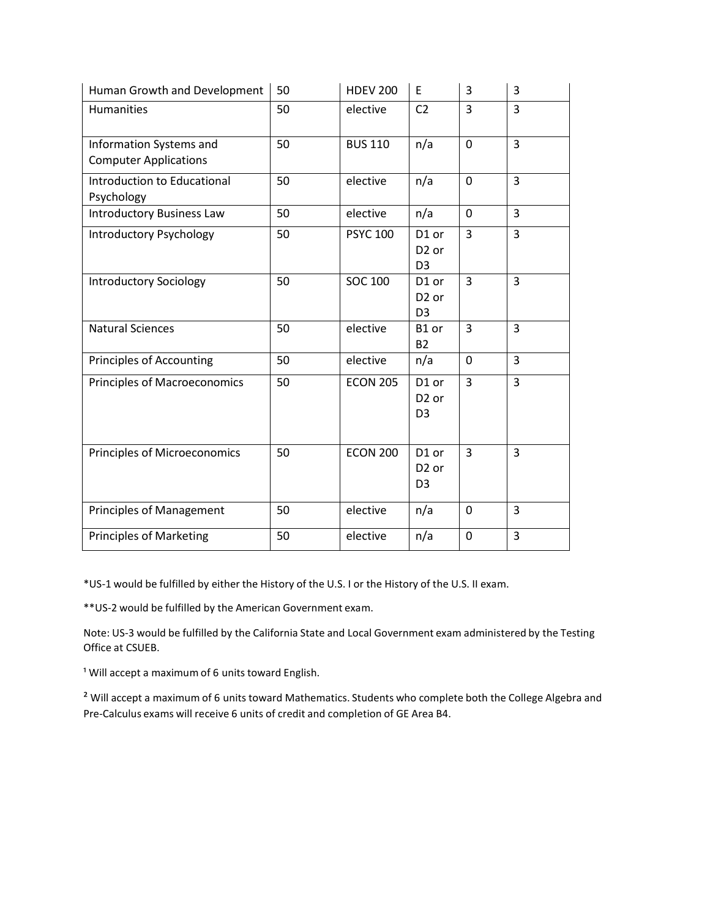| | | | | | |
|---|---|---|---|---|---|
| Human Growth and Development | 50 | HDEV 200 | E | 3 | 3 |
| Humanities | 50 | elective | C2 | 3 | 3 |
| Information Systems and Computer Applications | 50 | BUS 110 | n/a | 0 | 3 |
| Introduction to Educational Psychology | 50 | elective | n/a | 0 | 3 |
| Introductory Business Law | 50 | elective | n/a | 0 | 3 |
| Introductory Psychology | 50 | PSYC 100 | D1 or D2 or D3 | 3 | 3 |
| Introductory Sociology | 50 | SOC 100 | D1 or D2 or D3 | 3 | 3 |
| Natural Sciences | 50 | elective | B1 or B2 | 3 | 3 |
| Principles of Accounting | 50 | elective | n/a | 0 | 3 |
| Principles of Macroeconomics | 50 | ECON 205 | D1 or D2 or D3 | 3 | 3 |
| Principles of Microeconomics | 50 | ECON 200 | D1 or D2 or D3 | 3 | 3 |
| Principles of Management | 50 | elective | n/a | 0 | 3 |
| Principles of Marketing | 50 | elective | n/a | 0 | 3 |

*US-1 would be fulfilled by either the History of the U.S. I or the History of the U.S. II exam.

**US-2 would be fulfilled by the American Government exam.

Note: US-3 would be fulfilled by the California State and Local Government exam administered by the Testing Office at CSUEB.

[1] Will accept a maximum of 6 units toward English.

[2] Will accept a maximum of 6 units toward Mathematics. Students who complete both the College Algebra and Pre-Calculus exams will receive 6 units of credit and completion of GE Area B4.